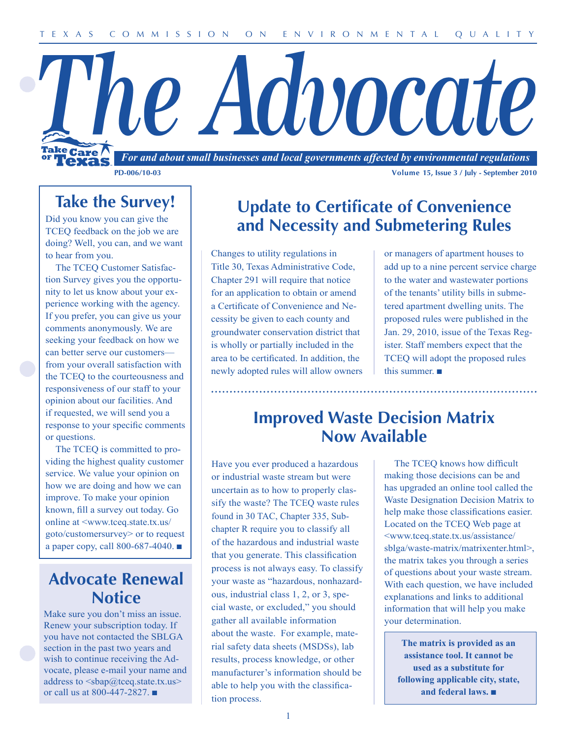TEXAS COMMISSION ON ENVIRONMENTAL QUALITY

# The Advocate

*For and about small businesses and local governments affected by environmental regulations*

PD-006/10-03

Volume 15, Issue 3 / July - September 2010

## Take the Survey!

Did you know you can give the TCEQ feedback on the job we are doing? Well, you can, and we want to hear from you.

The TCEQ Customer Satisfaction Survey gives you the opportunity to let us know about your experience working with the agency. If you prefer, you can give us your comments anonymously. We are seeking your feedback on how we can better serve our customers—from your overall satisfaction with the TCEQ to the courteousness and responsiveness of our staff to your opinion about our facilities. And if requested, we will send you a response to your specific comments or questions.

The TCEQ is committed to providing the highest quality customer service. We value your opinion on how we are doing and how we can improve. To make your opinion known, fill a survey out today. Go online at <www.tceq.state.tx.us/goto/customersurvey> or to request a paper copy, call 800-687-4040. ■

## Advocate Renewal Notice

Make sure you don't miss an issue. Renew your subscription today. If you have not contacted the SBLGA section in the past two years and wish to continue receiving the Advocate, please e-mail your name and address to <sbap@tceq.state.tx.us> or call us at 800-447-2827. ■

## Update to Certificate of Convenience and Necessity and Submetering Rules

Changes to utility regulations in Title 30, Texas Administrative Code, Chapter 291 will require that notice for an application to obtain or amend a Certificate of Convenience and Necessity be given to each county and groundwater conservation district that is wholly or partially included in the area to be certificated. In addition, the newly adopted rules will allow owners or managers of apartment houses to add up to a nine percent service charge to the water and wastewater portions of the tenants' utility bills in submetered apartment dwelling units. The proposed rules were published in the Jan. 29, 2010, issue of the Texas Register. Staff members expect that the TCEQ will adopt the proposed rules this summer. ■

## Improved Waste Decision Matrix Now Available

Have you ever produced a hazardous or industrial waste stream but were uncertain as to how to properly classify the waste? The TCEQ waste rules found in 30 TAC, Chapter 335, Subchapter R require you to classify all of the hazardous and industrial waste that you generate. This classification process is not always easy. To classify your waste as "hazardous, nonhazardous, industrial class 1, 2, or 3, special waste, or excluded," you should gather all available information about the waste. For example, material safety data sheets (MSDSs), lab results, process knowledge, or other manufacturer's information should be able to help you with the classification process.

The TCEQ knows how difficult making those decisions can be and has upgraded an online tool called the Waste Designation Decision Matrix to help make those classifications easier. Located on the TCEQ Web page at <www.tceq.state.tx.us/assistance/sblga/waste-matrix/matrixenter.html>, the matrix takes you through a series of questions about your waste stream. With each question, we have included explanations and links to additional information that will help you make your determination.

**The matrix is provided as an assistance tool. It cannot be used as a substitute for following applicable city, state, and federal laws. ■**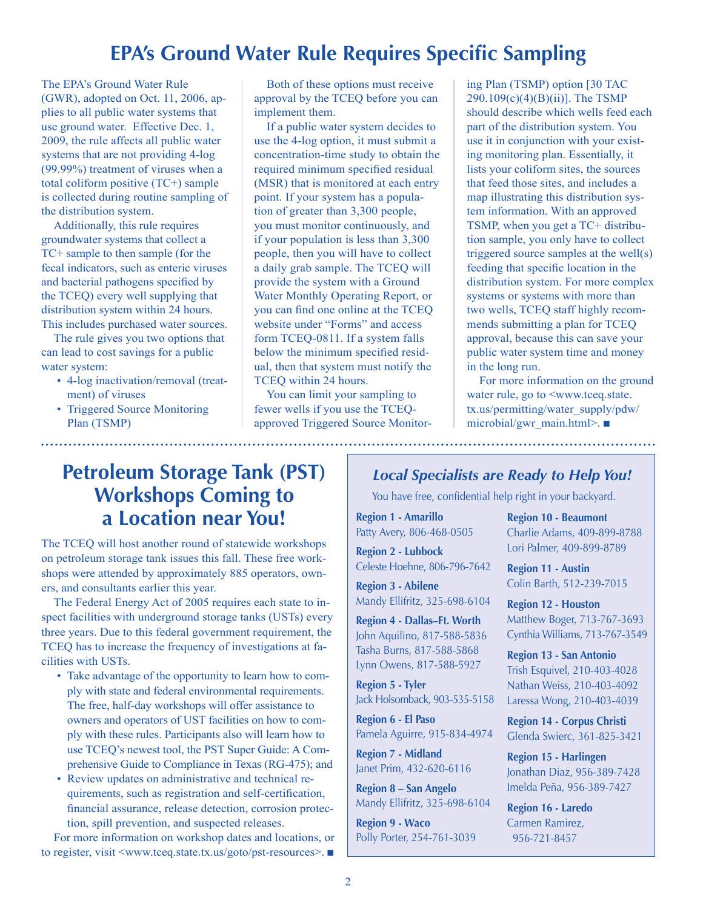# EPA's Ground Water Rule Requires Specific Sampling

The EPA's Ground Water Rule (GWR), adopted on Oct. 11, 2006, applies to all public water systems that use ground water. Effective Dec. 1, 2009, the rule affects all public water systems that are not providing 4-log (99.99%) treatment of viruses when a total coliform positive (TC+) sample is collected during routine sampling of the distribution system.

Additionally, this rule requires groundwater systems that collect a TC+ sample to then sample (for the fecal indicators, such as enteric viruses and bacterial pathogens specified by the TCEQ) every well supplying that distribution system within 24 hours. This includes purchased water sources.

The rule gives you two options that can lead to cost savings for a public water system:

- 4-log inactivation/removal (treatment) of viruses
- Triggered Source Monitoring Plan (TSMP)

Both of these options must receive approval by the TCEQ before you can implement them.

If a public water system decides to use the 4-log option, it must submit a concentration-time study to obtain the required minimum specified residual (MSR) that is monitored at each entry point. If your system has a population of greater than 3,300 people, you must monitor continuously, and if your population is less than 3,300 people, then you will have to collect a daily grab sample. The TCEQ will provide the system with a Ground Water Monthly Operating Report, or you can find one online at the TCEQ website under "Forms" and access form TCEQ-0811. If a system falls below the minimum specified residual, then that system must notify the TCEQ within 24 hours.

You can limit your sampling to fewer wells if you use the TCEQ-approved Triggered Source Monitoring Plan (TSMP) option [30 TAC 290.109(c)(4)(B)(ii)]. The TSMP should describe which wells feed each part of the distribution system. You use it in conjunction with your existing monitoring plan. Essentially, it lists your coliform sites, the sources that feed those sites, and includes a map illustrating this distribution system information. With an approved TSMP, when you get a TC+ distribution sample, you only have to collect triggered source samples at the well(s) feeding that specific location in the distribution system. For more complex systems or systems with more than two wells, TCEQ staff highly recommends submitting a plan for TCEQ approval, because this can save your public water system time and money in the long run.

For more information on the ground water rule, go to <www.tceq.state.tx.us/permitting/water_supply/pdw/microbial/gwr_main.html>. ■

# Petroleum Storage Tank (PST) Workshops Coming to a Location near You!

The TCEQ will host another round of statewide workshops on petroleum storage tank issues this fall. These free workshops were attended by approximately 885 operators, owners, and consultants earlier this year.

The Federal Energy Act of 2005 requires each state to inspect facilities with underground storage tanks (USTs) every three years. Due to this federal government requirement, the TCEQ has to increase the frequency of investigations at facilities with USTs.

- Take advantage of the opportunity to learn how to comply with state and federal environmental requirements. The free, half-day workshops will offer assistance to owners and operators of UST facilities on how to comply with these rules. Participants also will learn how to use TCEQ's newest tool, the PST Super Guide: A Comprehensive Guide to Compliance in Texas (RG-475); and
- Review updates on administrative and technical requirements, such as registration and self-certification, financial assurance, release detection, corrosion protection, spill prevention, and suspected releases.

For more information on workshop dates and locations, or to register, visit <www.tceq.state.tx.us/goto/pst-resources>. ■

## *Local Specialists are Ready to Help You!*

You have free, confidential help right in your backyard.

**Region 1 - Amarillo**
Patty Avery, 806-468-0505

**Region 2 - Lubbock**
Celeste Hoehne, 806-796-7642

**Region 3 - Abilene**
Mandy Ellifritz, 325-698-6104

**Region 4 - Dallas–Ft. Worth**
John Aquilino, 817-588-5836
Tasha Burns, 817-588-5868
Lynn Owens, 817-588-5927

**Region 5 - Tyler**
Jack Holsomback, 903-535-5158

**Region 6 - El Paso**
Pamela Aguirre, 915-834-4974

**Region 7 - Midland**
Janet Prim, 432-620-6116

**Region 8 – San Angelo**
Mandy Ellifritz, 325-698-6104

**Region 9 - Waco**
Polly Porter, 254-761-3039

**Region 10 - Beaumont**
Charlie Adams, 409-899-8788
Lori Palmer, 409-899-8789

**Region 11 - Austin**
Colin Barth, 512-239-7015

**Region 12 - Houston**
Matthew Boger, 713-767-3693
Cynthia Williams, 713-767-3549

**Region 13 - San Antonio**
Trish Esquivel, 210-403-4028
Nathan Weiss, 210-403-4092
Laressa Wong, 210-403-4039

**Region 14 - Corpus Christi**
Glenda Swierc, 361-825-3421

**Region 15 - Harlingen**
Jonathan Diaz, 956-389-7428
Imelda Peña, 956-389-7427

**Region 16 - Laredo**
Carmen Ramirez, 956-721-8457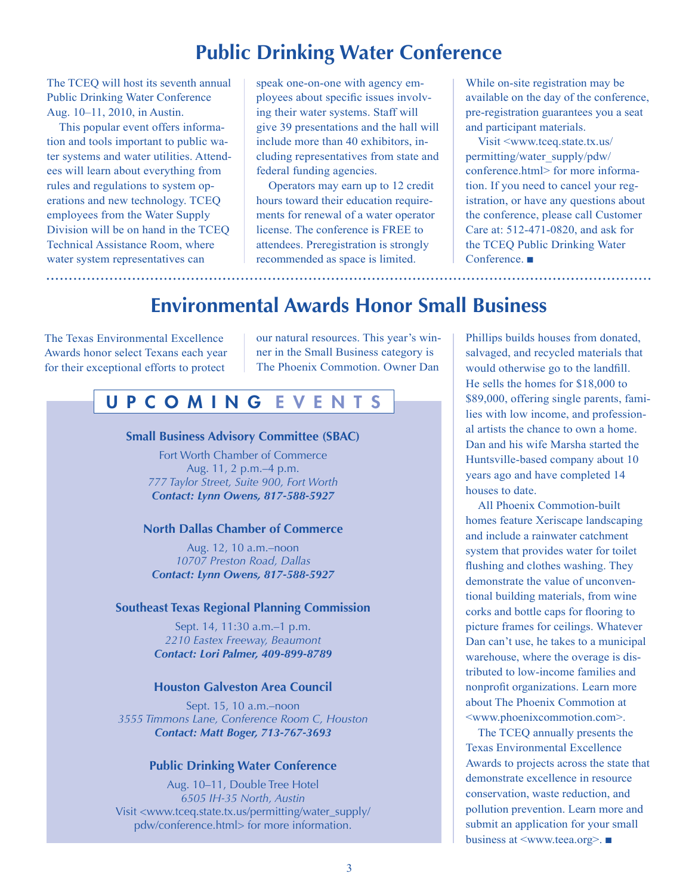## Public Drinking Water Conference

The TCEQ will host its seventh annual Public Drinking Water Conference Aug. 10–11, 2010, in Austin.

This popular event offers information and tools important to public water systems and water utilities. Attendees will learn about everything from rules and regulations to system operations and new technology. TCEQ employees from the Water Supply Division will be on hand in the TCEQ Technical Assistance Room, where water system representatives can speak one-on-one with agency employees about specific issues involving their water systems. Staff will give 39 presentations and the hall will include more than 40 exhibitors, including representatives from state and federal funding agencies.

Operators may earn up to 12 credit hours toward their education requirements for renewal of a water operator license. The conference is FREE to attendees. Preregistration is strongly recommended as space is limited. While on-site registration may be available on the day of the conference, pre-registration guarantees you a seat and participant materials.

Visit <www.tceq.state.tx.us/permitting/water_supply/pdw/conference.html> for more information. If you need to cancel your registration, or have any questions about the conference, please call Customer Care at: 512-471-0820, and ask for the TCEQ Public Drinking Water Conference. ■

## Environmental Awards Honor Small Business

The Texas Environmental Excellence Awards honor select Texans each year for their exceptional efforts to protect our natural resources. This year's winner in the Small Business category is The Phoenix Commotion. Owner Dan Phillips builds houses from donated, salvaged, and recycled materials that would otherwise go to the landfill. He sells the homes for $18,000 to $89,000, offering single parents, families with low income, and professional artists the chance to own a home. Dan and his wife Marsha started the Huntsville-based company about 10 years ago and have completed 14 houses to date.

All Phoenix Commotion-built homes feature Xeriscape landscaping and include a rainwater catchment system that provides water for toilet flushing and clothes washing. They demonstrate the value of unconventional building materials, from wine corks and bottle caps for flooring to picture frames for ceilings. Whatever Dan can't use, he takes to a municipal warehouse, where the overage is distributed to low-income families and nonprofit organizations. Learn more about The Phoenix Commotion at <www.phoenixcommotion.com>.

The TCEQ annually presents the Texas Environmental Excellence Awards to projects across the state that demonstrate excellence in resource conservation, waste reduction, and pollution prevention. Learn more and submit an application for your small business at <www.teea.org>. ■

## UPCOMING EVENTS

**Small Business Advisory Committee (SBAC)**
Fort Worth Chamber of Commerce
Aug. 11, 2 p.m.–4 p.m.
*777 Taylor Street, Suite 900, Fort Worth*
***Contact: Lynn Owens, 817-588-5927***

**North Dallas Chamber of Commerce**
Aug. 12, 10 a.m.–noon
*10707 Preston Road, Dallas*
***Contact: Lynn Owens, 817-588-5927***

**Southeast Texas Regional Planning Commission**
Sept. 14, 11:30 a.m.–1 p.m.
*2210 Eastex Freeway, Beaumont*
***Contact: Lori Palmer, 409-899-8789***

**Houston Galveston Area Council**
Sept. 15, 10 a.m.–noon
*3555 Timmons Lane, Conference Room C, Houston*
***Contact: Matt Boger, 713-767-3693***

**Public Drinking Water Conference**
Aug. 10–11, Double Tree Hotel
*6505 IH-35 North, Austin*
Visit <www.tceq.state.tx.us/permitting/water_supply/pdw/conference.html> for more information.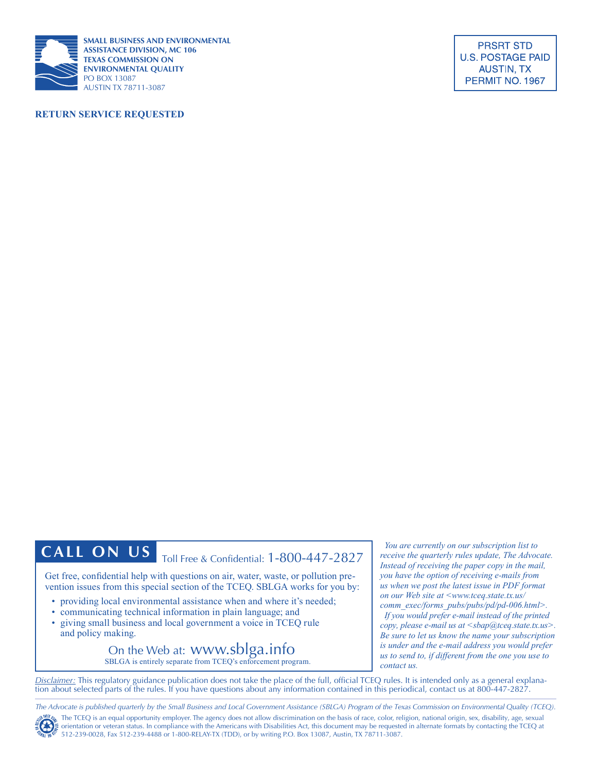**SMALL BUSINESS AND ENVIRONMENTAL ASSISTANCE DIVISION, MC 106**
**TEXAS COMMISSION ON ENVIRONMENTAL QUALITY**
PO BOX 13087
AUSTIN TX 78711-3087

PRSRT STD
U.S. POSTAGE PAID
AUSTIN, TX
PERMIT NO. 1967

**RETURN SERVICE REQUESTED**

## CALL ON US

Toll Free & Confidential: 1-800-447-2827

Get free, confidential help with questions on air, water, waste, or pollution prevention issues from this special section of the TCEQ. SBLGA works for you by:

- providing local environmental assistance when and where it's needed;
- communicating technical information in plain language; and
- giving small business and local government a voice in TCEQ rule and policy making.

On the Web at: www.sblga.info

SBLGA is entirely separate from TCEQ's enforcement program.

*You are currently on our subscription list to receive the quarterly rules update, The Advocate. Instead of receiving the paper copy in the mail, you have the option of receiving e-mails from us when we post the latest issue in PDF format on our Web site at <www.tceq.state.tx.us/comm_exec/forms_pubs/pubs/pd/pd-006.html>.*

*If you would prefer e-mail instead of the printed copy, please e-mail us at <sbap@tceq.state.tx.us>. Be sure to let us know the name your subscription is under and the e-mail address you would prefer us to send to, if different from the one you use to contact us.*

Disclaimer: This regulatory guidance publication does not take the place of the full, official TCEQ rules. It is intended only as a general explanation about selected parts of the rules. If you have questions about any information contained in this periodical, contact us at 800-447-2827.

*The Advocate is published quarterly by the Small Business and Local Government Assistance (SBLGA) Program of the Texas Commission on Environmental Quality (TCEQ).*

The TCEQ is an equal opportunity employer. The agency does not allow discrimination on the basis of race, color, religion, national origin, sex, disability, age, sexual orientation or veteran status. In compliance with the Americans with Disabilities Act, this document may be requested in alternate formats by contacting the TCEQ at 512-239-0028, Fax 512-239-4488 or 1-800-RELAY-TX (TDD), or by writing P.O. Box 13087, Austin, TX 78711-3087.